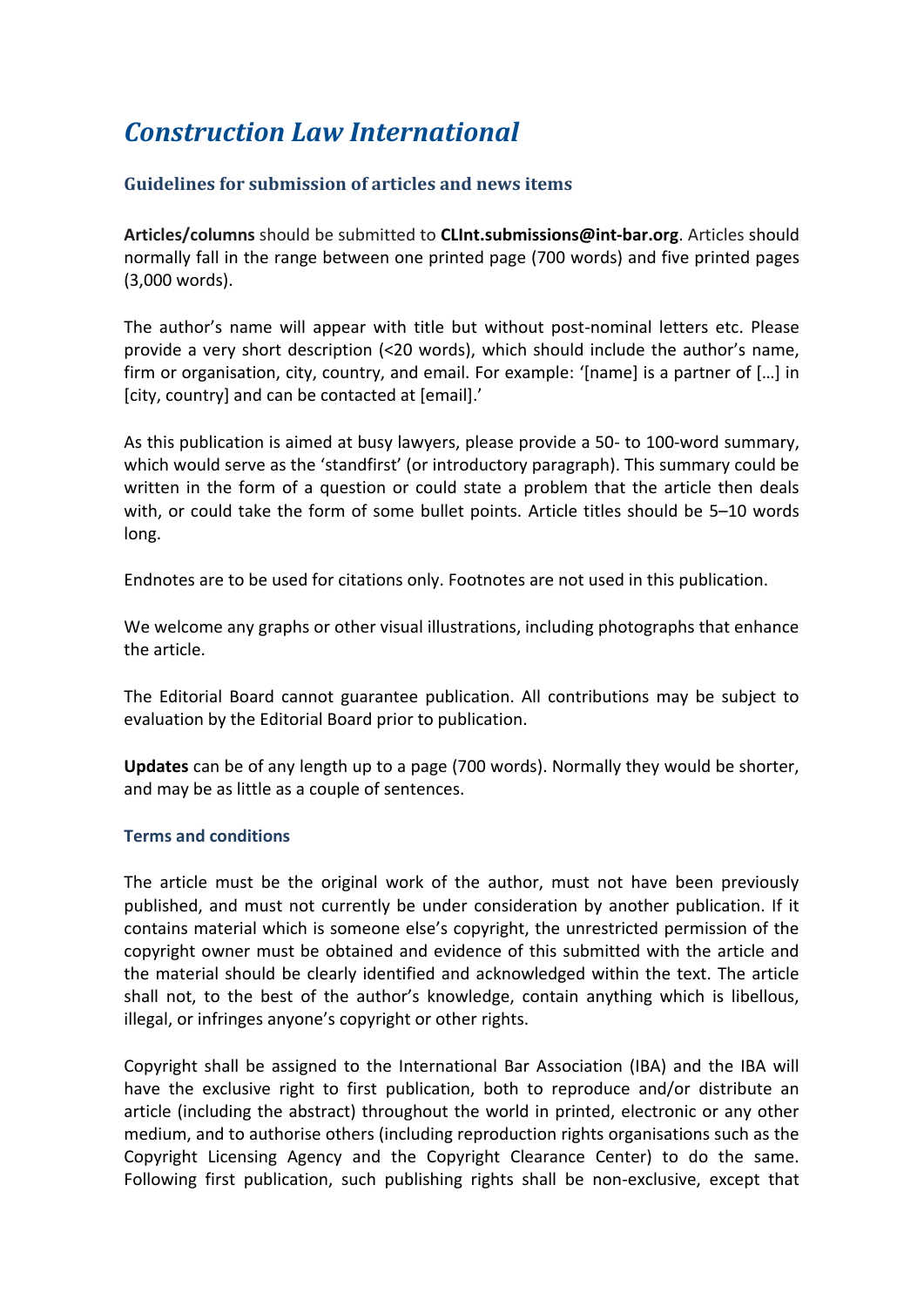# *Construction Law International*

### Guidelines for submission of articles and news items

**Articles/columns** should be submitted to **CLInt.submissions@int-bar.org**. Articles should normally fall in the range between one printed page (700 words) and five printed pages (3,000 words).

The author's name will appear with title but without post-nominal letters etc. Please provide a very short description (<20 words), which should include the author's name, firm or organisation, city, country, and email. For example: '[name] is a partner of […] in [city, country] and can be contacted at [email].'

As this publication is aimed at busy lawyers, please provide a 50- to 100-word summary, which would serve as the 'standfirst' (or introductory paragraph). This summary could be written in the form of a question or could state a problem that the article then deals with, or could take the form of some bullet points. Article titles should be 5–10 words long.

Endnotes are to be used for citations only. Footnotes are not used in this publication.

We welcome any graphs or other visual illustrations, including photographs that enhance the article.

The Editorial Board cannot guarantee publication. All contributions may be subject to evaluation by the Editorial Board prior to publication.

**Updates** can be of any length up to a page (700 words). Normally they would be shorter, and may be as little as a couple of sentences.

#### Terms and conditions

The article must be the original work of the author, must not have been previously published, and must not currently be under consideration by another publication. If it contains material which is someone else's copyright, the unrestricted permission of the copyright owner must be obtained and evidence of this submitted with the article and the material should be clearly identified and acknowledged within the text. The article shall not, to the best of the author's knowledge, contain anything which is libellous, illegal, or infringes anyone's copyright or other rights.

Copyright shall be assigned to the International Bar Association (IBA) and the IBA will have the exclusive right to first publication, both to reproduce and/or distribute an article (including the abstract) throughout the world in printed, electronic or any other medium, and to authorise others (including reproduction rights organisations such as the Copyright Licensing Agency and the Copyright Clearance Center) to do the same. Following first publication, such publishing rights shall be non-exclusive, except that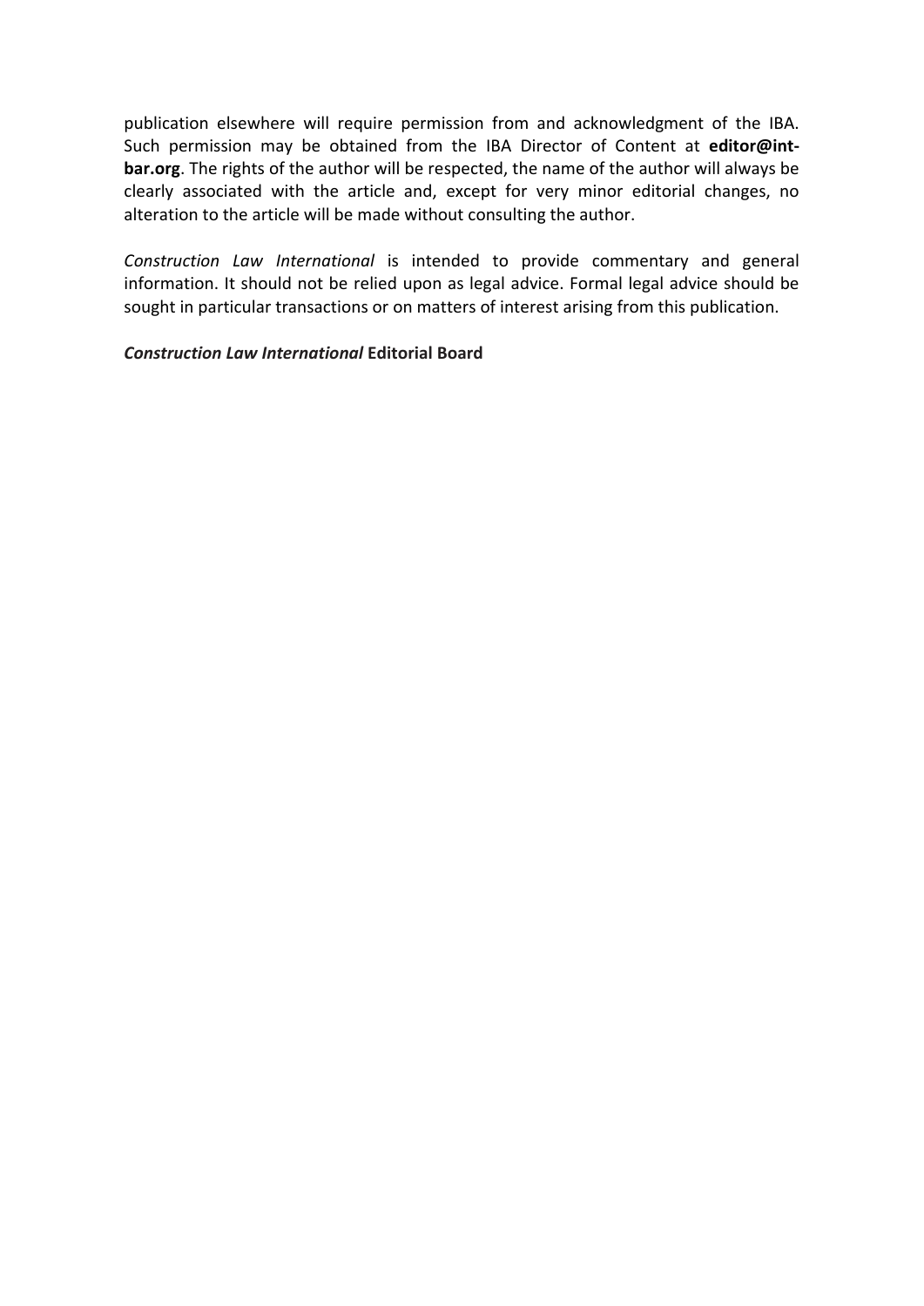publication elsewhere will require permission from and acknowledgment of the IBA. Such permission may be obtained from the IBA Director of Content at **editor@int-bar.org**. The rights of the author will be respected, the name of the author will always be clearly associated with the article and, except for very minor editorial changes, no alteration to the article will be made without consulting the author.

*Construction Law International* is intended to provide commentary and general information. It should not be relied upon as legal advice. Formal legal advice should be sought in particular transactions or on matters of interest arising from this publication.

***Construction Law International* Editorial Board**